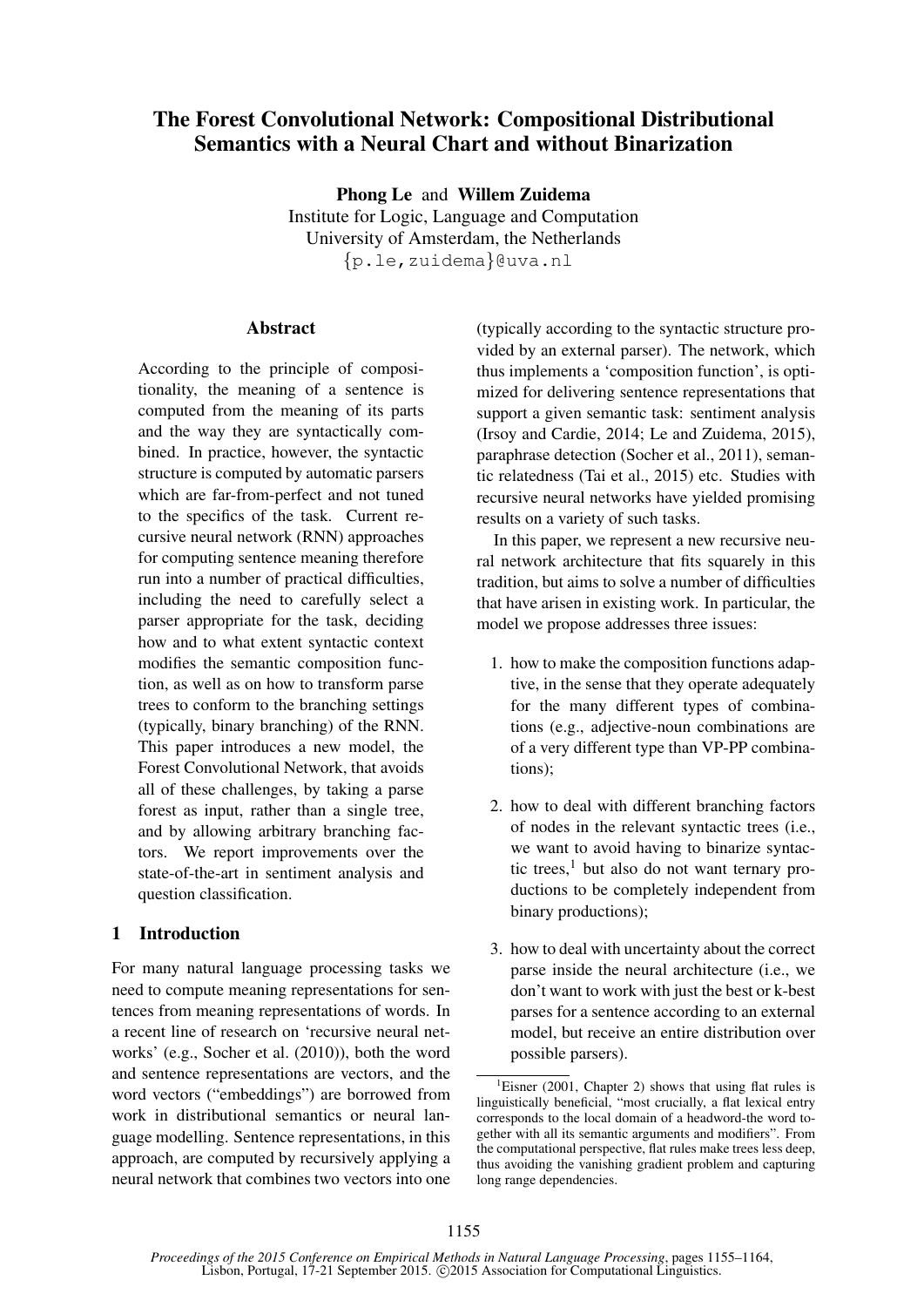# The Forest Convolutional Network: Compositional Distributional Semantics with a Neural Chart and without Binarization

**Phong Le** and **Willem Zuidema**
Institute for Logic, Language and Computation
University of Amsterdam, the Netherlands
{p.le,zuidema}@uva.nl

## Abstract

According to the principle of compositionality, the meaning of a sentence is computed from the meaning of its parts and the way they are syntactically combined. In practice, however, the syntactic structure is computed by automatic parsers which are far-from-perfect and not tuned to the specifics of the task. Current recursive neural network (RNN) approaches for computing sentence meaning therefore run into a number of practical difficulties, including the need to carefully select a parser appropriate for the task, deciding how and to what extent syntactic context modifies the semantic composition function, as well as on how to transform parse trees to conform to the branching settings (typically, binary branching) of the RNN. This paper introduces a new model, the Forest Convolutional Network, that avoids all of these challenges, by taking a parse forest as input, rather than a single tree, and by allowing arbitrary branching factors. We report improvements over the state-of-the-art in sentiment analysis and question classification.

## 1 Introduction

For many natural language processing tasks we need to compute meaning representations for sentences from meaning representations of words. In a recent line of research on 'recursive neural networks' (e.g., Socher et al. (2010)), both the word and sentence representations are vectors, and the word vectors ("embeddings") are borrowed from work in distributional semantics or neural language modelling. Sentence representations, in this approach, are computed by recursively applying a neural network that combines two vectors into one (typically according to the syntactic structure provided by an external parser). The network, which thus implements a 'composition function', is optimized for delivering sentence representations that support a given semantic task: sentiment analysis (Irsoy and Cardie, 2014; Le and Zuidema, 2015), paraphrase detection (Socher et al., 2011), semantic relatedness (Tai et al., 2015) etc. Studies with recursive neural networks have yielded promising results on a variety of such tasks.

In this paper, we represent a new recursive neural network architecture that fits squarely in this tradition, but aims to solve a number of difficulties that have arisen in existing work. In particular, the model we propose addresses three issues:

1. how to make the composition functions adaptive, in the sense that they operate adequately for the many different types of combinations (e.g., adjective-noun combinations are of a very different type than VP-PP combinations);
2. how to deal with different branching factors of nodes in the relevant syntactic trees (i.e., we want to avoid having to binarize syntactic trees,[1] but also do not want ternary productions to be completely independent from binary productions);
3. how to deal with uncertainty about the correct parse inside the neural architecture (i.e., we don't want to work with just the best or k-best parses for a sentence according to an external model, but receive an entire distribution over possible parsers).

[1] Eisner (2001, Chapter 2) shows that using flat rules is linguistically beneficial, "most crucially, a flat lexical entry corresponds to the local domain of a headword-the word together with all its semantic arguments and modifiers". From the computational perspective, flat rules make trees less deep, thus avoiding the vanishing gradient problem and capturing long range dependencies.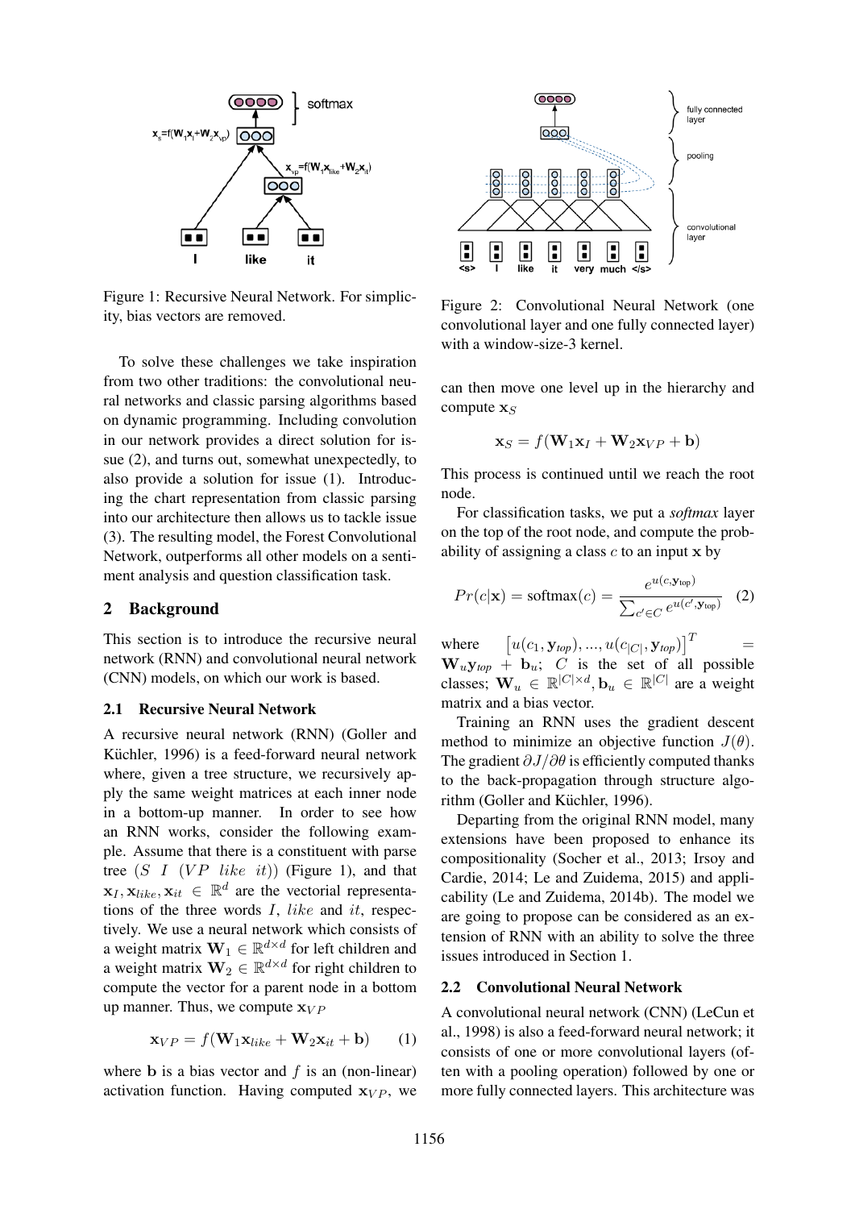Figure 1: Recursive Neural Network. For simplicity, bias vectors are removed.

To solve these challenges we take inspiration from two other traditions: the convolutional neural networks and classic parsing algorithms based on dynamic programming. Including convolution in our network provides a direct solution for issue (2), and turns out, somewhat unexpectedly, to also provide a solution for issue (1). Introducing the chart representation from classic parsing into our architecture then allows us to tackle issue (3). The resulting model, the Forest Convolutional Network, outperforms all other models on a sentiment analysis and question classification task.

## 2 Background

This section is to introduce the recursive neural network (RNN) and convolutional neural network (CNN) models, on which our work is based.

### 2.1 Recursive Neural Network

A recursive neural network (RNN) (Goller and Küchler, 1996) is a feed-forward neural network where, given a tree structure, we recursively apply the same weight matrices at each inner node in a bottom-up manner. In order to see how an RNN works, consider the following example. Assume that there is a constituent with parse tree $(S\ I\ (VP\ like\ it))$ (Figure 1), and that $\mathbf{x}_I, \mathbf{x}_{like}, \mathbf{x}_{it} \in \mathbb{R}^d$ are the vectorial representations of the three words $I$, $like$ and $it$, respectively. We use a neural network which consists of a weight matrix $\mathbf{W}_1 \in \mathbb{R}^{d \times d}$ for left children and a weight matrix $\mathbf{W}_2 \in \mathbb{R}^{d \times d}$ for right children to compute the vector for a parent node in a bottom up manner. Thus, we compute $\mathbf{x}_{VP}$

$$\mathbf{x}_{VP} = f(\mathbf{W}_1 \mathbf{x}_{like} + \mathbf{W}_2 \mathbf{x}_{it} + \mathbf{b}) \quad (1)$$

where $\mathbf{b}$ is a bias vector and $f$ is an (non-linear) activation function. Having computed $\mathbf{x}_{VP}$, we can then move one level up in the hierarchy and compute $\mathbf{x}_S$

$$\mathbf{x}_S = f(\mathbf{W}_1 \mathbf{x}_I + \mathbf{W}_2 \mathbf{x}_{VP} + \mathbf{b})$$

This process is continued until we reach the root node.

For classification tasks, we put a *softmax* layer on the top of the root node, and compute the probability of assigning a class $c$ to an input $\mathbf{x}$ by

$$Pr(c|\mathbf{x}) = \text{softmax}(c) = \frac{e^{u(c,\mathbf{y}_{\text{top}})}}{\sum_{c' \in C} e^{u(c',\mathbf{y}_{\text{top}})}} \quad (2)$$

where $\left[u(c_1, \mathbf{y}_{top}), ..., u(c_{|C|}, \mathbf{y}_{top})\right]^T = \mathbf{W}_u \mathbf{y}_{top} + \mathbf{b}_u$; $C$ is the set of all possible classes; $\mathbf{W}_u \in \mathbb{R}^{|C| \times d}, \mathbf{b}_u \in \mathbb{R}^{|C|}$ are a weight matrix and a bias vector.

Training an RNN uses the gradient descent method to minimize an objective function $J(\theta)$. The gradient $\partial J / \partial \theta$ is efficiently computed thanks to the back-propagation through structure algorithm (Goller and Küchler, 1996).

Departing from the original RNN model, many extensions have been proposed to enhance its compositionality (Socher et al., 2013; Irsoy and Cardie, 2014; Le and Zuidema, 2015) and applicability (Le and Zuidema, 2014b). The model we are going to propose can be considered as an extension of RNN with an ability to solve the three issues introduced in Section 1.

Figure 2: Convolutional Neural Network (one convolutional layer and one fully connected layer) with a window-size-3 kernel.

### 2.2 Convolutional Neural Network

A convolutional neural network (CNN) (LeCun et al., 1998) is also a feed-forward neural network; it consists of one or more convolutional layers (often with a pooling operation) followed by one or more fully connected layers. This architecture was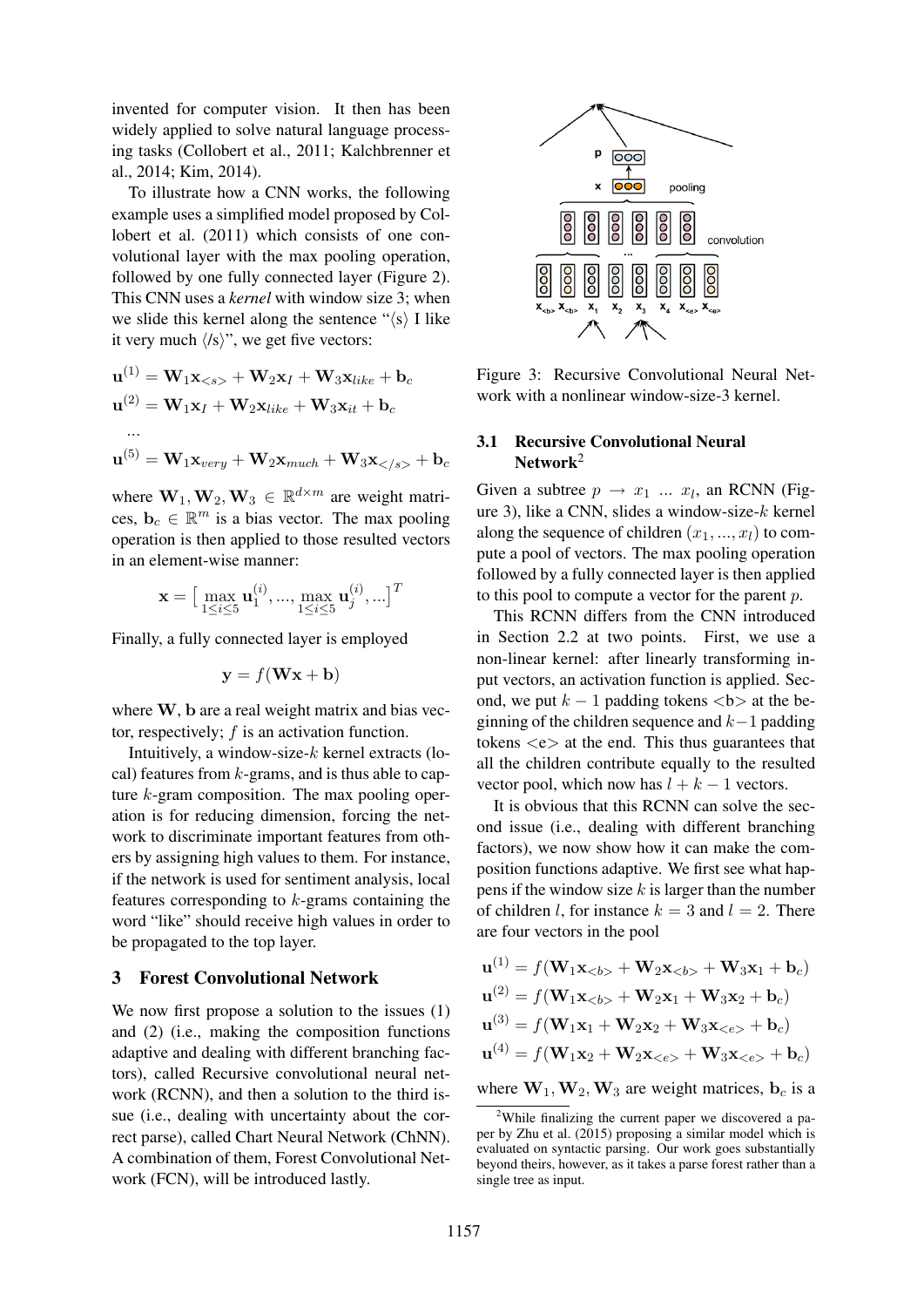invented for computer vision. It then has been widely applied to solve natural language processing tasks (Collobert et al., 2011; Kalchbrenner et al., 2014; Kim, 2014).

To illustrate how a CNN works, the following example uses a simplified model proposed by Collobert et al. (2011) which consists of one convolutional layer with the max pooling operation, followed by one fully connected layer (Figure 2). This CNN uses a *kernel* with window size 3; when we slide this kernel along the sentence "⟨s⟩ I like it very much ⟨/s⟩", we get five vectors:

$$\mathbf{u}^{(1)} = \mathbf{W}_1\mathbf{x}_{<s>} + \mathbf{W}_2\mathbf{x}_{I} + \mathbf{W}_3\mathbf{x}_{like} + \mathbf{b}_c$$
$$\mathbf{u}^{(2)} = \mathbf{W}_1\mathbf{x}_{I} + \mathbf{W}_2\mathbf{x}_{like} + \mathbf{W}_3\mathbf{x}_{it} + \mathbf{b}_c$$
$$\ldots$$
$$\mathbf{u}^{(5)} = \mathbf{W}_1\mathbf{x}_{very} + \mathbf{W}_2\mathbf{x}_{much} + \mathbf{W}_3\mathbf{x}_{</s>} + \mathbf{b}_c$$

where $\mathbf{W}_1, \mathbf{W}_2, \mathbf{W}_3 \in \mathbb{R}^{d \times m}$ are weight matrices, $\mathbf{b}_c \in \mathbb{R}^m$ is a bias vector. The max pooling operation is then applied to those resulted vectors in an element-wise manner:

$$\mathbf{x} = \big[\max_{1 \le i \le 5} \mathbf{u}_1^{(i)}, ..., \max_{1 \le i \le 5} \mathbf{u}_j^{(i)}, ...\big]^T$$

Finally, a fully connected layer is employed

$$\mathbf{y} = f(\mathbf{W}\mathbf{x} + \mathbf{b})$$

where $\mathbf{W}, \mathbf{b}$ are a real weight matrix and bias vector, respectively; $f$ is an activation function.

Intuitively, a window-size-$k$ kernel extracts (local) features from $k$-grams, and is thus able to capture $k$-gram composition. The max pooling operation is for reducing dimension, forcing the network to discriminate important features from others by assigning high values to them. For instance, if the network is used for sentiment analysis, local features corresponding to $k$-grams containing the word "like" should receive high values in order to be propagated to the top layer.

# 3 Forest Convolutional Network

We now first propose a solution to the issues (1) and (2) (i.e., making the composition functions adaptive and dealing with different branching factors), called Recursive convolutional neural network (RCNN), and then a solution to the third issue (i.e., dealing with uncertainty about the correct parse), called Chart Neural Network (ChNN). A combination of them, Forest Convolutional Network (FCN), will be introduced lastly.

Figure 3: Recursive Convolutional Neural Network with a nonlinear window-size-3 kernel.

## 3.1 Recursive Convolutional Neural Network[2]

Given a subtree $p \rightarrow x_1 \ ... \ x_l$, an RCNN (Figure 3), like a CNN, slides a window-size-$k$ kernel along the sequence of children $(x_1, ..., x_l)$ to compute a pool of vectors. The max pooling operation followed by a fully connected layer is then applied to this pool to compute a vector for the parent $p$.

This RCNN differs from the CNN introduced in Section 2.2 at two points. First, we use a non-linear kernel: after linearly transforming input vectors, an activation function is applied. Second, we put $k-1$ padding tokens <b> at the beginning of the children sequence and $k-1$ padding tokens <e> at the end. This thus guarantees that all the children contribute equally to the resulted vector pool, which now has $l + k - 1$ vectors.

It is obvious that this RCNN can solve the second issue (i.e., dealing with different branching factors), we now show how it can make the composition functions adaptive. We first see what happens if the window size $k$ is larger than the number of children $l$, for instance $k = 3$ and $l = 2$. There are four vectors in the pool

$$\mathbf{u}^{(1)} = f(\mathbf{W}_1\mathbf{x}_{<b>} + \mathbf{W}_2\mathbf{x}_{<b>} + \mathbf{W}_3\mathbf{x}_1 + \mathbf{b}_c)$$
$$\mathbf{u}^{(2)} = f(\mathbf{W}_1\mathbf{x}_{<b>} + \mathbf{W}_2\mathbf{x}_1 + \mathbf{W}_3\mathbf{x}_2 + \mathbf{b}_c)$$
$$\mathbf{u}^{(3)} = f(\mathbf{W}_1\mathbf{x}_1 + \mathbf{W}_2\mathbf{x}_2 + \mathbf{W}_3\mathbf{x}_{<e>} + \mathbf{b}_c)$$
$$\mathbf{u}^{(4)} = f(\mathbf{W}_1\mathbf{x}_2 + \mathbf{W}_2\mathbf{x}_{<e>} + \mathbf{W}_3\mathbf{x}_{<e>} + \mathbf{b}_c)$$

where $\mathbf{W}_1, \mathbf{W}_2, \mathbf{W}_3$ are weight matrices, $\mathbf{b}_c$ is a

[2] While finalizing the current paper we discovered a paper by Zhu et al. (2015) proposing a similar model which is evaluated on syntactic parsing. Our work goes substantially beyond theirs, however, as it takes a parse forest rather than a single tree as input.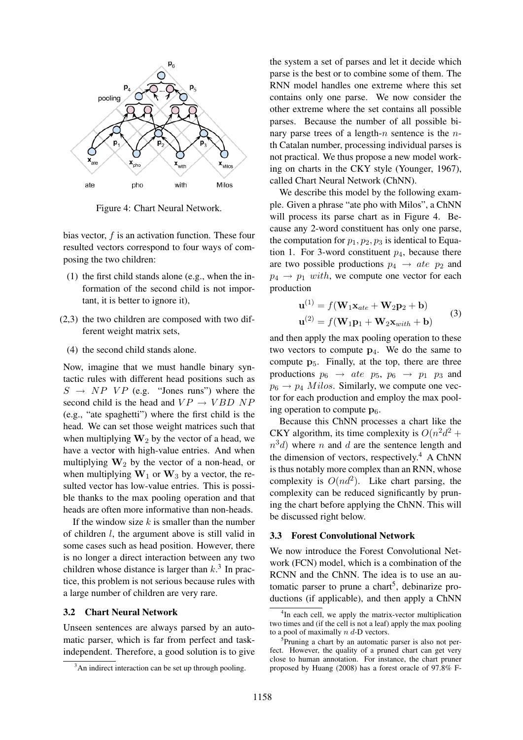Figure 4: Chart Neural Network.

bias vector, $f$ is an activation function. These four resulted vectors correspond to four ways of composing the two children:

(1) the first child stands alone (e.g., when the information of the second child is not important, it is better to ignore it),

(2,3) the two children are composed with two different weight matrix sets,

(4) the second child stands alone.

Now, imagine that we must handle binary syntactic rules with different head positions such as $S \rightarrow NP\ VP$ (e.g. "Jones runs") where the second child is the head and $VP \rightarrow VBD\ NP$ (e.g., "ate spaghetti") where the first child is the head. We can set those weight matrices such that when multiplying $\mathbf{W}_2$ by the vector of a head, we have a vector with high-value entries. And when multiplying $\mathbf{W}_2$ by the vector of a non-head, or when multiplying $\mathbf{W}_1$ or $\mathbf{W}_3$ by a vector, the resulted vector has low-value entries. This is possible thanks to the max pooling operation and that heads are often more informative than non-heads.

If the window size $k$ is smaller than the number of children $l$, the argument above is still valid in some cases such as head position. However, there is no longer a direct interaction between any two children whose distance is larger than $k$.[3] In practice, this problem is not serious because rules with a large number of children are very rare.

### 3.2 Chart Neural Network

Unseen sentences are always parsed by an automatic parser, which is far from perfect and task-independent. Therefore, a good solution is to give the system a set of parses and let it decide which parse is the best or to combine some of them. The RNN model handles one extreme where this set contains only one parse. We now consider the other extreme where the set contains all possible parses. Because the number of all possible binary parse trees of a length-$n$ sentence is the $n$-th Catalan number, processing individual parses is not practical. We thus propose a new model working on charts in the CKY style (Younger, 1967), called Chart Neural Network (ChNN).

We describe this model by the following example. Given a phrase "ate pho with Milos", a ChNN will process its parse chart as in Figure 4. Because any 2-word constituent has only one parse, the computation for $p_1, p_2, p_3$ is identical to Equation 1. For 3-word constituent $p_4$, because there are two possible productions $p_4 \rightarrow ate\ p_2$ and $p_4 \rightarrow p_1\ with$, we compute one vector for each production

$$
\begin{aligned}
\mathbf{u}^{(1)} &= f(\mathbf{W}_1 \mathbf{x}_{ate} + \mathbf{W}_2 \mathbf{p}_2 + \mathbf{b}) \\
\mathbf{u}^{(2)} &= f(\mathbf{W}_1 \mathbf{p}_1 + \mathbf{W}_2 \mathbf{x}_{with} + \mathbf{b})
\end{aligned} \tag{3}
$$

and then apply the max pooling operation to these two vectors to compute $\mathbf{p}_4$. We do the same to compute $\mathbf{p}_5$. Finally, at the top, there are three productions $p_6 \rightarrow ate\ p_5$, $p_6 \rightarrow p_1\ p_3$ and $p_6 \rightarrow p_4\ Milos$. Similarly, we compute one vector for each production and employ the max pooling operation to compute $\mathbf{p}_6$.

Because this ChNN processes a chart like the CKY algorithm, its time complexity is $O(n^2d^2 + n^3d)$ where $n$ and $d$ are the sentence length and the dimension of vectors, respectively.[4] A ChNN is thus notably more complex than an RNN, whose complexity is $O(nd^2)$. Like chart parsing, the complexity can be reduced significantly by pruning the chart before applying the ChNN. This will be discussed right below.

### 3.3 Forest Convolutional Network

We now introduce the Forest Convolutional Network (FCN) model, which is a combination of the RCNN and the ChNN. The idea is to use an automatic parser to prune a chart[5], debinarize productions (if applicable), and then apply a ChNN

---

[3] An indirect interaction can be set up through pooling.

[4] In each cell, we apply the matrix-vector multiplication two times and (if the cell is not a leaf) apply the max pooling to a pool of maximally $n$ $d$-D vectors.

[5] Pruning a chart by an automatic parser is also not perfect. However, the quality of a pruned chart can get very close to human annotation. For instance, the chart pruner proposed by Huang (2008) has a forest oracle of 97.8% F-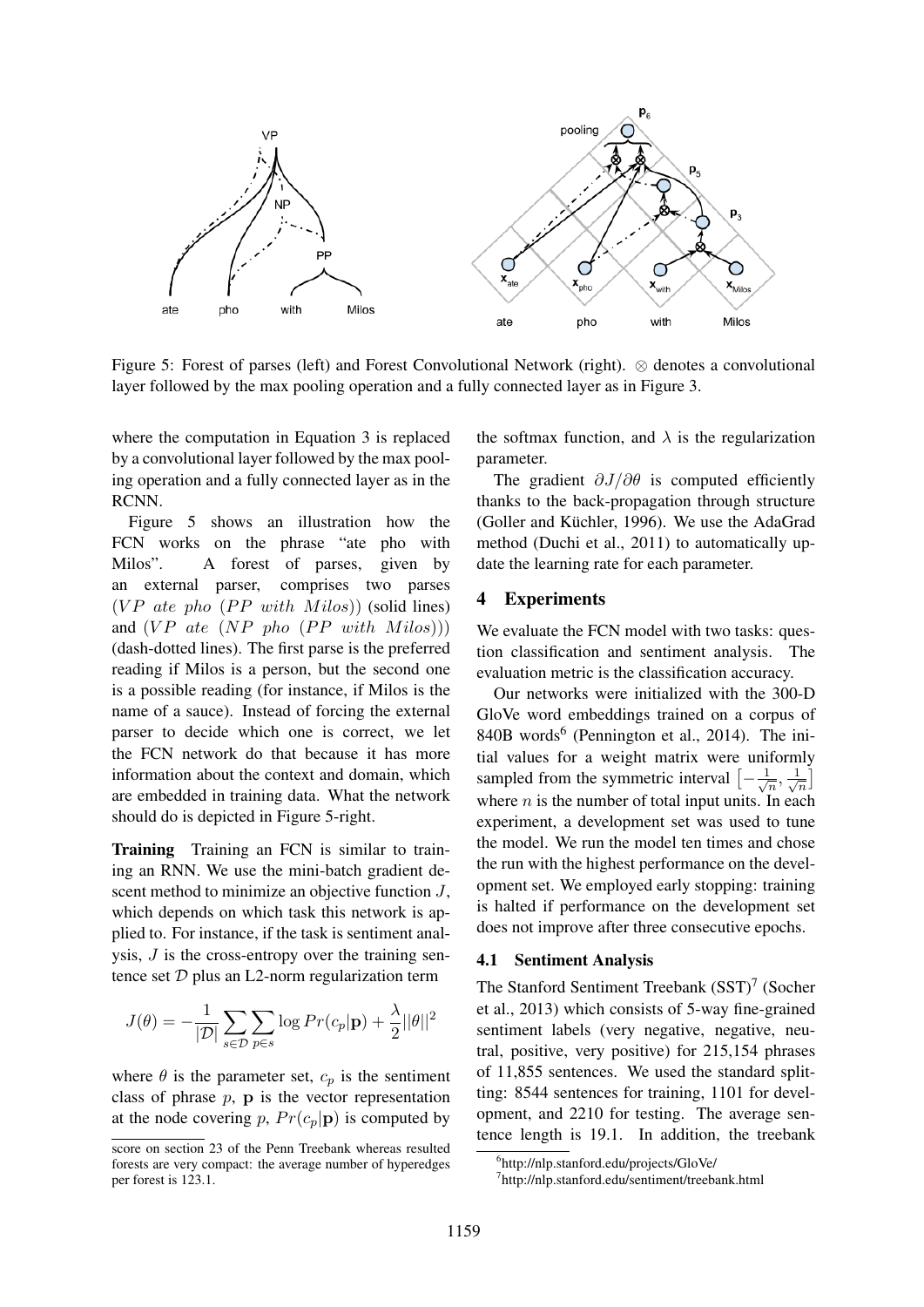Figure 5: Forest of parses (left) and Forest Convolutional Network (right). $\otimes$ denotes a convolutional layer followed by the max pooling operation and a fully connected layer as in Figure 3.

where the computation in Equation 3 is replaced by a convolutional layer followed by the max pooling operation and a fully connected layer as in the RCNN.

Figure 5 shows an illustration how the FCN works on the phrase "ate pho with Milos". A forest of parses, given by an external parser, comprises two parses $(VP\ ate\ pho\ (PP\ with\ Milos))$ (solid lines) and $(VP\ ate\ (NP\ pho\ (PP\ with\ Milos)))$ (dash-dotted lines). The first parse is the preferred reading if Milos is a person, but the second one is a possible reading (for instance, if Milos is the name of a sauce). Instead of forcing the external parser to decide which one is correct, we let the FCN network do that because it has more information about the context and domain, which are embedded in training data. What the network should do is depicted in Figure 5-right.

**Training** Training an FCN is similar to training an RNN. We use the mini-batch gradient descent method to minimize an objective function $J$, which depends on which task this network is applied to. For instance, if the task is sentiment analysis, $J$ is the cross-entropy over the training sentence set $\mathcal{D}$ plus an L2-norm regularization term

$$J(\theta) = -\frac{1}{|\mathcal{D}|}\sum_{s\in\mathcal{D}}\sum_{p\in s}\log Pr(c_p|\mathbf{p}) + \frac{\lambda}{2}||\theta||^2$$

where $\theta$ is the parameter set, $c_p$ is the sentiment class of phrase $p$, $\mathbf{p}$ is the vector representation at the node covering $p$, $Pr(c_p|\mathbf{p})$ is computed by the softmax function, and $\lambda$ is the regularization parameter.

The gradient $\partial J/\partial\theta$ is computed efficiently thanks to the back-propagation through structure (Goller and Küchler, 1996). We use the AdaGrad method (Duchi et al., 2011) to automatically update the learning rate for each parameter.

## 4 Experiments

We evaluate the FCN model with two tasks: question classification and sentiment analysis. The evaluation metric is the classification accuracy.

Our networks were initialized with the 300-D GloVe word embeddings trained on a corpus of 840B words[6] (Pennington et al., 2014). The initial values for a weight matrix were uniformly sampled from the symmetric interval $\left[-\frac{1}{\sqrt{n}}, \frac{1}{\sqrt{n}}\right]$ where $n$ is the number of total input units. In each experiment, a development set was used to tune the model. We run the model ten times and chose the run with the highest performance on the development set. We employed early stopping: training is halted if performance on the development set does not improve after three consecutive epochs.

### 4.1 Sentiment Analysis

The Stanford Sentiment Treebank (SST)[7] (Socher et al., 2013) which consists of 5-way fine-grained sentiment labels (very negative, negative, neutral, positive, very positive) for 215,154 phrases of 11,855 sentences. We used the standard splitting: 8544 sentences for training, 1101 for development, and 2210 for testing. The average sentence length is 19.1. In addition, the treebank

score on section 23 of the Penn Treebank whereas resulted forests are very compact: the average number of hyperedges per forest is 123.1.

[6] http://nlp.stanford.edu/projects/GloVe/

[7] http://nlp.stanford.edu/sentiment/treebank.html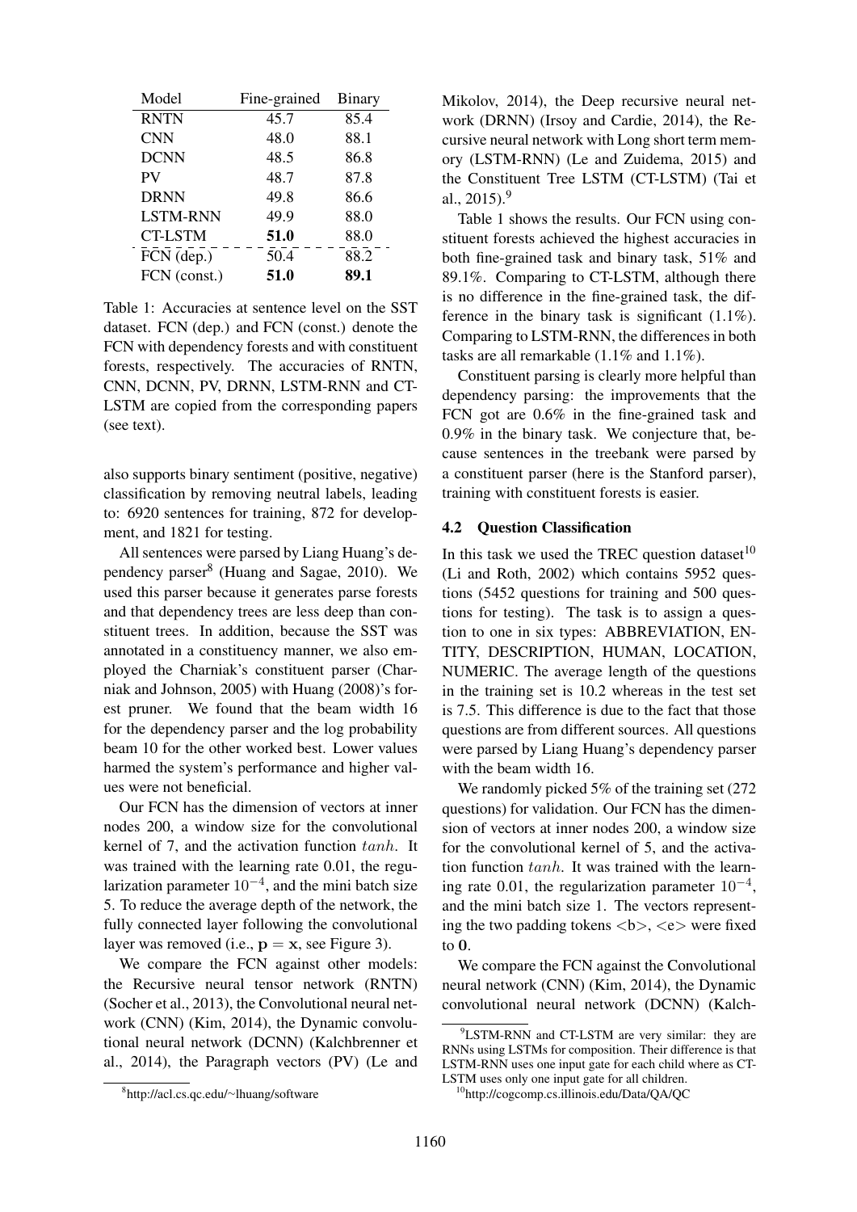| Model | Fine-grained | Binary |
|---|---|---|
| RNTN | 45.7 | 85.4 |
| CNN | 48.0 | 88.1 |
| DCNN | 48.5 | 86.8 |
| PV | 48.7 | 87.8 |
| DRNN | 49.8 | 86.6 |
| LSTM-RNN | 49.9 | 88.0 |
| CT-LSTM | **51.0** | 88.0 |
| FCN (dep.) | 50.4 | 88.2 |
| FCN (const.) | **51.0** | **89.1** |

Table 1: Accuracies at sentence level on the SST dataset. FCN (dep.) and FCN (const.) denote the FCN with dependency forests and with constituent forests, respectively. The accuracies of RNTN, CNN, DCNN, PV, DRNN, LSTM-RNN and CT-LSTM are copied from the corresponding papers (see text).

also supports binary sentiment (positive, negative) classification by removing neutral labels, leading to: 6920 sentences for training, 872 for development, and 1821 for testing.

All sentences were parsed by Liang Huang's dependency parser[8] (Huang and Sagae, 2010). We used this parser because it generates parse forests and that dependency trees are less deep than constituent trees. In addition, because the SST was annotated in a constituency manner, we also employed the Charniak's constituent parser (Charniak and Johnson, 2005) with Huang (2008)'s forest pruner. We found that the beam width 16 for the dependency parser and the log probability beam 10 for the other worked best. Lower values harmed the system's performance and higher values were not beneficial.

Our FCN has the dimension of vectors at inner nodes 200, a window size for the convolutional kernel of 7, and the activation function $tanh$. It was trained with the learning rate 0.01, the regularization parameter $10^{-4}$, and the mini batch size 5. To reduce the average depth of the network, the fully connected layer following the convolutional layer was removed (i.e., $\mathbf{p} = \mathbf{x}$, see Figure 3).

We compare the FCN against other models: the Recursive neural tensor network (RNTN) (Socher et al., 2013), the Convolutional neural network (CNN) (Kim, 2014), the Dynamic convolutional neural network (DCNN) (Kalchbrenner et al., 2014), the Paragraph vectors (PV) (Le and Mikolov, 2014), the Deep recursive neural network (DRNN) (Irsoy and Cardie, 2014), the Recursive neural network with Long short term memory (LSTM-RNN) (Le and Zuidema, 2015) and the Constituent Tree LSTM (CT-LSTM) (Tai et al., 2015).[9]

Table 1 shows the results. Our FCN using constituent forests achieved the highest accuracies in both fine-grained task and binary task, 51% and 89.1%. Comparing to CT-LSTM, although there is no difference in the fine-grained task, the difference in the binary task is significant (1.1%). Comparing to LSTM-RNN, the differences in both tasks are all remarkable (1.1% and 1.1%).

Constituent parsing is clearly more helpful than dependency parsing: the improvements that the FCN got are 0.6% in the fine-grained task and 0.9% in the binary task. We conjecture that, because sentences in the treebank were parsed by a constituent parser (here is the Stanford parser), training with constituent forests is easier.

### 4.2 Question Classification

In this task we used the TREC question dataset[10] (Li and Roth, 2002) which contains 5952 questions (5452 questions for training and 500 questions for testing). The task is to assign a question to one in six types: ABBREVIATION, ENTITY, DESCRIPTION, HUMAN, LOCATION, NUMERIC. The average length of the questions in the training set is 10.2 whereas in the test set is 7.5. This difference is due to the fact that those questions are from different sources. All questions were parsed by Liang Huang's dependency parser with the beam width 16.

We randomly picked 5% of the training set (272 questions) for validation. Our FCN has the dimension of vectors at inner nodes 200, a window size for the convolutional kernel of 5, and the activation function $tanh$. It was trained with the learning rate 0.01, the regularization parameter $10^{-4}$, and the mini batch size 1. The vectors representing the two padding tokens <b>, <e> were fixed to $\mathbf{0}$.

We compare the FCN against the Convolutional neural network (CNN) (Kim, 2014), the Dynamic convolutional neural network (DCNN) (Kalch-

[8] http://acl.cs.qc.edu/~lhuang/software

[9] LSTM-RNN and CT-LSTM are very similar: they are RNNs using LSTMs for composition. Their difference is that LSTM-RNN uses one input gate for each child where as CT-LSTM uses only one input gate for all children.

[10] http://cogcomp.cs.illinois.edu/Data/QA/QC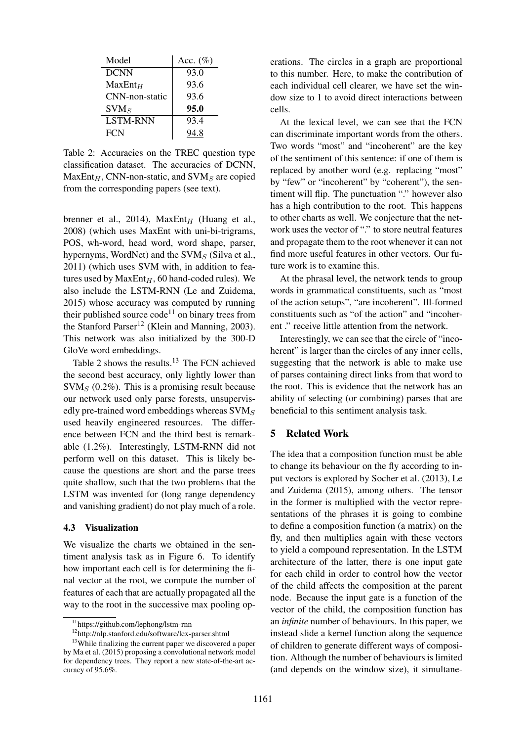| Model | Acc. (%) |
| --- | --- |
| DCNN | 93.0 |
| $\text{MaxEnt}_H$ | 93.6 |
| CNN-non-static | 93.6 |
| $\text{SVM}_S$ | **95.0** |
| LSTM-RNN | 93.4 |
| FCN | 94.8 |

Table 2: Accuracies on the TREC question type classification dataset. The accuracies of DCNN, $\text{MaxEnt}_H$, CNN-non-static, and $\text{SVM}_S$ are copied from the corresponding papers (see text).

brenner et al., 2014), $\text{MaxEnt}_H$ (Huang et al., 2008) (which uses MaxEnt with uni-bi-trigrams, POS, wh-word, head word, word shape, parser, hypernyms, WordNet) and the $\text{SVM}_S$ (Silva et al., 2011) (which uses SVM with, in addition to features used by $\text{MaxEnt}_H$, 60 hand-coded rules). We also include the LSTM-RNN (Le and Zuidema, 2015) whose accuracy was computed by running their published source code[11] on binary trees from the Stanford Parser[12] (Klein and Manning, 2003). This network was also initialized by the 300-D GloVe word embeddings.

Table 2 shows the results.[13] The FCN achieved the second best accuracy, only lightly lower than $\text{SVM}_S$ (0.2%). This is a promising result because our network used only parse forests, unsupervisedly pre-trained word embeddings whereas $\text{SVM}_S$ used heavily engineered resources. The difference between FCN and the third best is remarkable (1.2%). Interestingly, LSTM-RNN did not perform well on this dataset. This is likely because the questions are short and the parse trees quite shallow, such that the two problems that the LSTM was invented for (long range dependency and vanishing gradient) do not play much of a role.

### 4.3 Visualization

We visualize the charts we obtained in the sentiment analysis task as in Figure 6. To identify how important each cell is for determining the final vector at the root, we compute the number of features of each that are actually propagated all the way to the root in the successive max pooling operations. The circles in a graph are proportional to this number. Here, to make the contribution of each individual cell clearer, we have set the window size to 1 to avoid direct interactions between cells.

At the lexical level, we can see that the FCN can discriminate important words from the others. Two words "most" and "incoherent" are the key of the sentiment of this sentence: if one of them is replaced by another word (e.g. replacing "most" by "few" or "incoherent" by "coherent"), the sentiment will flip. The punctuation "." however also has a high contribution to the root. This happens to other charts as well. We conjecture that the network uses the vector of "." to store neutral features and propagate them to the root whenever it can not find more useful features in other vectors. Our future work is to examine this.

At the phrasal level, the network tends to group words in grammatical constituents, such as "most of the action setups", "are incoherent". Ill-formed constituents such as "of the action" and "incoherent ." receive little attention from the network.

Interestingly, we can see that the circle of "incoherent" is larger than the circles of any inner cells, suggesting that the network is able to make use of parses containing direct links from that word to the root. This is evidence that the network has an ability of selecting (or combining) parses that are beneficial to this sentiment analysis task.

## 5 Related Work

The idea that a composition function must be able to change its behaviour on the fly according to input vectors is explored by Socher et al. (2013), Le and Zuidema (2015), among others. The tensor in the former is multiplied with the vector representations of the phrases it is going to combine to define a composition function (a matrix) on the fly, and then multiplies again with these vectors to yield a compound representation. In the LSTM architecture of the latter, there is one input gate for each child in order to control how the vector of the child affects the composition at the parent node. Because the input gate is a function of the vector of the child, the composition function has an *infinite* number of behaviours. In this paper, we instead slide a kernel function along the sequence of children to generate different ways of composition. Although the number of behaviours is limited (and depends on the window size), it simultane-

[11] https://github.com/lephong/lstm-rnn

[12] http://nlp.stanford.edu/software/lex-parser.shtml

[13] While finalizing the current paper we discovered a paper by Ma et al. (2015) proposing a convolutional network model for dependency trees. They report a new state-of-the-art accuracy of 95.6%.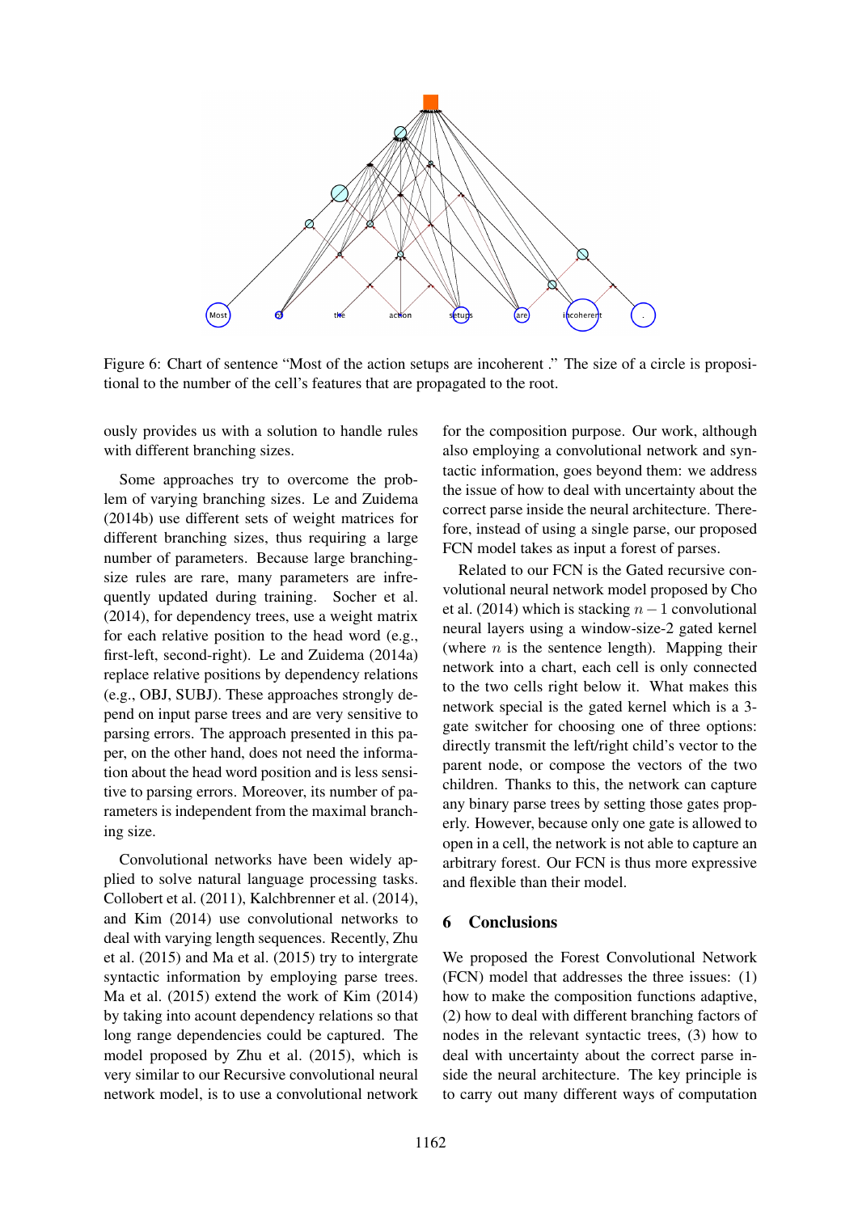Figure 6: Chart of sentence "Most of the action setups are incoherent ." The size of a circle is propositional to the number of the cell's features that are propagated to the root.

ously provides us with a solution to handle rules with different branching sizes.

Some approaches try to overcome the problem of varying branching sizes. Le and Zuidema (2014b) use different sets of weight matrices for different branching sizes, thus requiring a large number of parameters. Because large branching-size rules are rare, many parameters are infrequently updated during training. Socher et al. (2014), for dependency trees, use a weight matrix for each relative position to the head word (e.g., first-left, second-right). Le and Zuidema (2014a) replace relative positions by dependency relations (e.g., OBJ, SUBJ). These approaches strongly depend on input parse trees and are very sensitive to parsing errors. The approach presented in this paper, on the other hand, does not need the information about the head word position and is less sensitive to parsing errors. Moreover, its number of parameters is independent from the maximal branching size.

Convolutional networks have been widely applied to solve natural language processing tasks. Collobert et al. (2011), Kalchbrenner et al. (2014), and Kim (2014) use convolutional networks to deal with varying length sequences. Recently, Zhu et al. (2015) and Ma et al. (2015) try to intergrate syntactic information by employing parse trees. Ma et al. (2015) extend the work of Kim (2014) by taking into acount dependency relations so that long range dependencies could be captured. The model proposed by Zhu et al. (2015), which is very similar to our Recursive convolutional neural network model, is to use a convolutional network for the composition purpose. Our work, although also employing a convolutional network and syntactic information, goes beyond them: we address the issue of how to deal with uncertainty about the correct parse inside the neural architecture. Therefore, instead of using a single parse, our proposed FCN model takes as input a forest of parses.

Related to our FCN is the Gated recursive convolutional neural network model proposed by Cho et al. (2014) which is stacking $n-1$ convolutional neural layers using a window-size-2 gated kernel (where $n$ is the sentence length). Mapping their network into a chart, each cell is only connected to the two cells right below it. What makes this network special is the gated kernel which is a 3-gate switcher for choosing one of three options: directly transmit the left/right child's vector to the parent node, or compose the vectors of the two children. Thanks to this, the network can capture any binary parse trees by setting those gates properly. However, because only one gate is allowed to open in a cell, the network is not able to capture an arbitrary forest. Our FCN is thus more expressive and flexible than their model.

## 6 Conclusions

We proposed the Forest Convolutional Network (FCN) model that addresses the three issues: (1) how to make the composition functions adaptive, (2) how to deal with different branching factors of nodes in the relevant syntactic trees, (3) how to deal with uncertainty about the correct parse inside the neural architecture. The key principle is to carry out many different ways of computation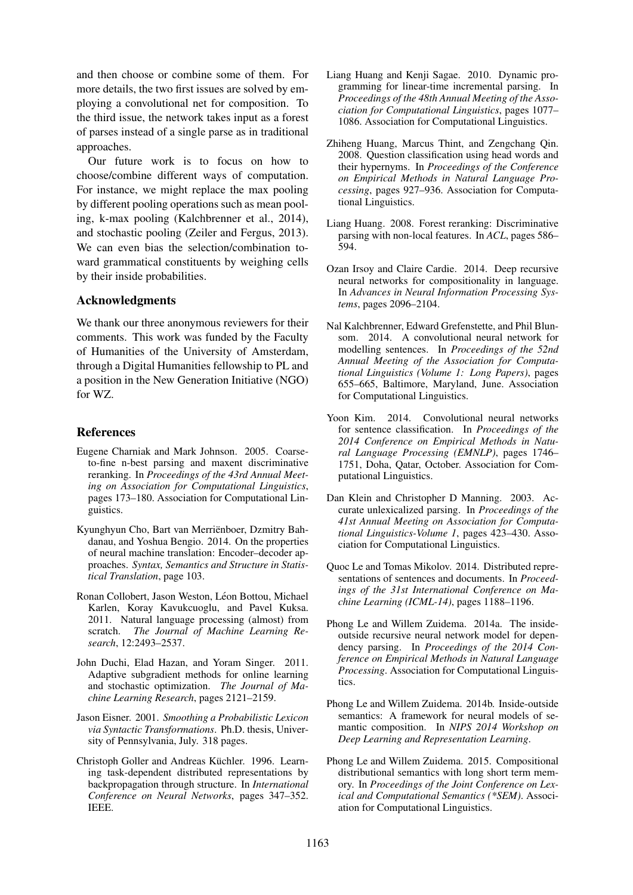and then choose or combine some of them. For more details, the two first issues are solved by employing a convolutional net for composition. To the third issue, the network takes input as a forest of parses instead of a single parse as in traditional approaches.

Our future work is to focus on how to choose/combine different ways of computation. For instance, we might replace the max pooling by different pooling operations such as mean pooling, k-max pooling (Kalchbrenner et al., 2014), and stochastic pooling (Zeiler and Fergus, 2013). We can even bias the selection/combination toward grammatical constituents by weighing cells by their inside probabilities.

## Acknowledgments

We thank our three anonymous reviewers for their comments. This work was funded by the Faculty of Humanities of the University of Amsterdam, through a Digital Humanities fellowship to PL and a position in the New Generation Initiative (NGO) for WZ.

## References

Eugene Charniak and Mark Johnson. 2005. Coarse-to-fine n-best parsing and maxent discriminative reranking. In *Proceedings of the 43rd Annual Meeting on Association for Computational Linguistics*, pages 173–180. Association for Computational Linguistics.

Kyunghyun Cho, Bart van Merriënboer, Dzmitry Bahdanau, and Yoshua Bengio. 2014. On the properties of neural machine translation: Encoder–decoder approaches. *Syntax, Semantics and Structure in Statistical Translation*, page 103.

Ronan Collobert, Jason Weston, Léon Bottou, Michael Karlen, Koray Kavukcuoglu, and Pavel Kuksa. 2011. Natural language processing (almost) from scratch. *The Journal of Machine Learning Research*, 12:2493–2537.

John Duchi, Elad Hazan, and Yoram Singer. 2011. Adaptive subgradient methods for online learning and stochastic optimization. *The Journal of Machine Learning Research*, pages 2121–2159.

Jason Eisner. 2001. *Smoothing a Probabilistic Lexicon via Syntactic Transformations*. Ph.D. thesis, University of Pennsylvania, July. 318 pages.

Christoph Goller and Andreas Küchler. 1996. Learning task-dependent distributed representations by backpropagation through structure. In *International Conference on Neural Networks*, pages 347–352. IEEE.

Liang Huang and Kenji Sagae. 2010. Dynamic programming for linear-time incremental parsing. In *Proceedings of the 48th Annual Meeting of the Association for Computational Linguistics*, pages 1077–1086. Association for Computational Linguistics.

Zhiheng Huang, Marcus Thint, and Zengchang Qin. 2008. Question classification using head words and their hypernyms. In *Proceedings of the Conference on Empirical Methods in Natural Language Processing*, pages 927–936. Association for Computational Linguistics.

Liang Huang. 2008. Forest reranking: Discriminative parsing with non-local features. In *ACL*, pages 586–594.

Ozan Irsoy and Claire Cardie. 2014. Deep recursive neural networks for compositionality in language. In *Advances in Neural Information Processing Systems*, pages 2096–2104.

Nal Kalchbrenner, Edward Grefenstette, and Phil Blunsom. 2014. A convolutional neural network for modelling sentences. In *Proceedings of the 52nd Annual Meeting of the Association for Computational Linguistics (Volume 1: Long Papers)*, pages 655–665, Baltimore, Maryland, June. Association for Computational Linguistics.

Yoon Kim. 2014. Convolutional neural networks for sentence classification. In *Proceedings of the 2014 Conference on Empirical Methods in Natural Language Processing (EMNLP)*, pages 1746–1751, Doha, Qatar, October. Association for Computational Linguistics.

Dan Klein and Christopher D Manning. 2003. Accurate unlexicalized parsing. In *Proceedings of the 41st Annual Meeting on Association for Computational Linguistics-Volume 1*, pages 423–430. Association for Computational Linguistics.

Quoc Le and Tomas Mikolov. 2014. Distributed representations of sentences and documents. In *Proceedings of the 31st International Conference on Machine Learning (ICML-14)*, pages 1188–1196.

Phong Le and Willem Zuidema. 2014a. The inside-outside recursive neural network model for dependency parsing. In *Proceedings of the 2014 Conference on Empirical Methods in Natural Language Processing*. Association for Computational Linguistics.

Phong Le and Willem Zuidema. 2014b. Inside-outside semantics: A framework for neural models of semantic composition. In *NIPS 2014 Workshop on Deep Learning and Representation Learning*.

Phong Le and Willem Zuidema. 2015. Compositional distributional semantics with long short term memory. In *Proceedings of the Joint Conference on Lexical and Computational Semantics (*SEM)*. Association for Computational Linguistics.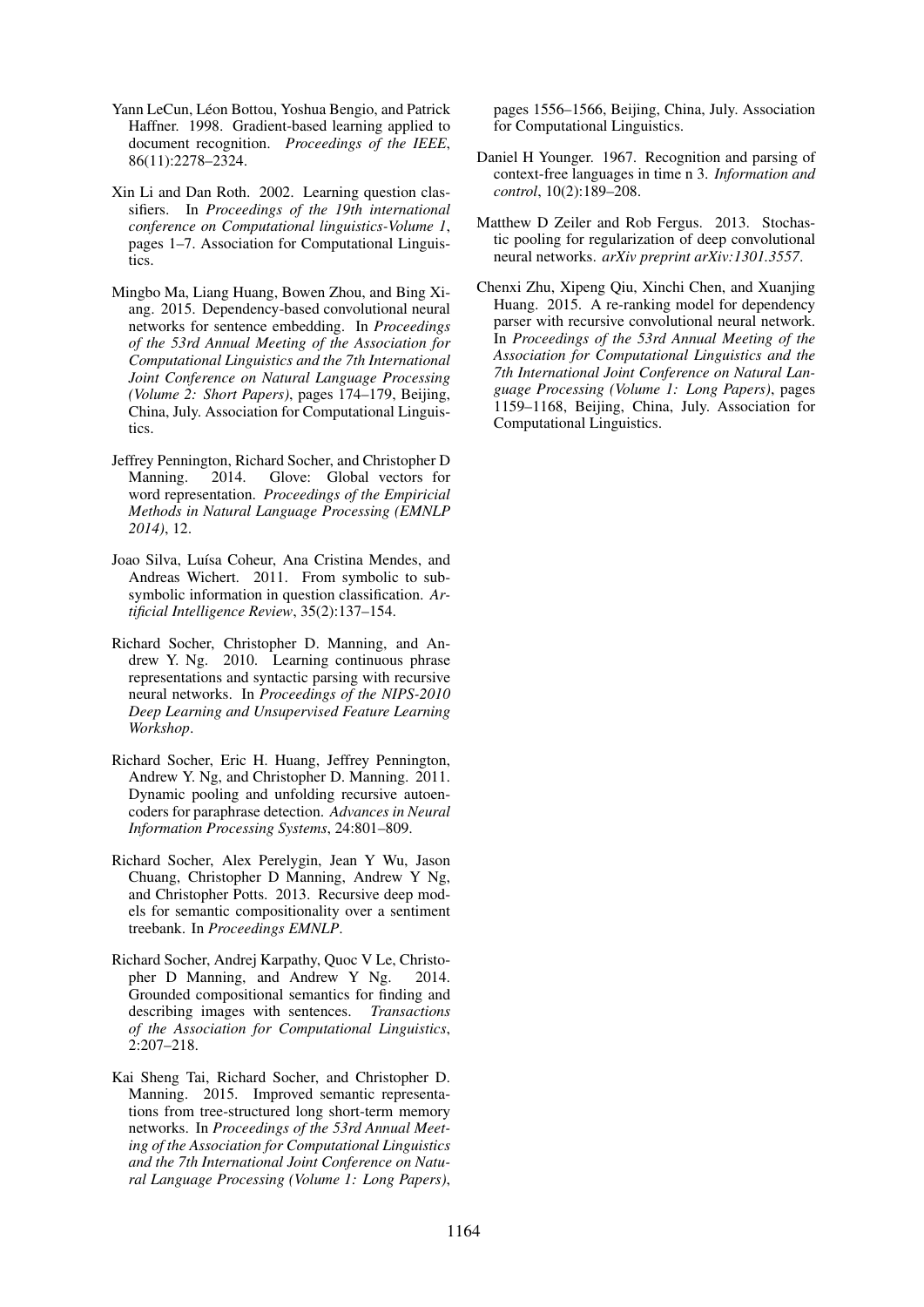Yann LeCun, Léon Bottou, Yoshua Bengio, and Patrick Haffner. 1998. Gradient-based learning applied to document recognition. *Proceedings of the IEEE*, 86(11):2278–2324.

Xin Li and Dan Roth. 2002. Learning question classifiers. In *Proceedings of the 19th international conference on Computational linguistics-Volume 1*, pages 1–7. Association for Computational Linguistics.

Mingbo Ma, Liang Huang, Bowen Zhou, and Bing Xiang. 2015. Dependency-based convolutional neural networks for sentence embedding. In *Proceedings of the 53rd Annual Meeting of the Association for Computational Linguistics and the 7th International Joint Conference on Natural Language Processing (Volume 2: Short Papers)*, pages 174–179, Beijing, China, July. Association for Computational Linguistics.

Jeffrey Pennington, Richard Socher, and Christopher D Manning. 2014. Glove: Global vectors for word representation. *Proceedings of the Empiricial Methods in Natural Language Processing (EMNLP 2014)*, 12.

Joao Silva, Luísa Coheur, Ana Cristina Mendes, and Andreas Wichert. 2011. From symbolic to subsymbolic information in question classification. *Artificial Intelligence Review*, 35(2):137–154.

Richard Socher, Christopher D. Manning, and Andrew Y. Ng. 2010. Learning continuous phrase representations and syntactic parsing with recursive neural networks. In *Proceedings of the NIPS-2010 Deep Learning and Unsupervised Feature Learning Workshop*.

Richard Socher, Eric H. Huang, Jeffrey Pennington, Andrew Y. Ng, and Christopher D. Manning. 2011. Dynamic pooling and unfolding recursive autoencoders for paraphrase detection. *Advances in Neural Information Processing Systems*, 24:801–809.

Richard Socher, Alex Perelygin, Jean Y Wu, Jason Chuang, Christopher D Manning, Andrew Y Ng, and Christopher Potts. 2013. Recursive deep models for semantic compositionality over a sentiment treebank. In *Proceedings EMNLP*.

Richard Socher, Andrej Karpathy, Quoc V Le, Christopher D Manning, and Andrew Y Ng. 2014. Grounded compositional semantics for finding and describing images with sentences. *Transactions of the Association for Computational Linguistics*, 2:207–218.

Kai Sheng Tai, Richard Socher, and Christopher D. Manning. 2015. Improved semantic representations from tree-structured long short-term memory networks. In *Proceedings of the 53rd Annual Meeting of the Association for Computational Linguistics and the 7th International Joint Conference on Natural Language Processing (Volume 1: Long Papers)*, pages 1556–1566, Beijing, China, July. Association for Computational Linguistics.

Daniel H Younger. 1967. Recognition and parsing of context-free languages in time n 3. *Information and control*, 10(2):189–208.

Matthew D Zeiler and Rob Fergus. 2013. Stochastic pooling for regularization of deep convolutional neural networks. *arXiv preprint arXiv:1301.3557*.

Chenxi Zhu, Xipeng Qiu, Xinchi Chen, and Xuanjing Huang. 2015. A re-ranking model for dependency parser with recursive convolutional neural network. In *Proceedings of the 53rd Annual Meeting of the Association for Computational Linguistics and the 7th International Joint Conference on Natural Language Processing (Volume 1: Long Papers)*, pages 1159–1168, Beijing, China, July. Association for Computational Linguistics.